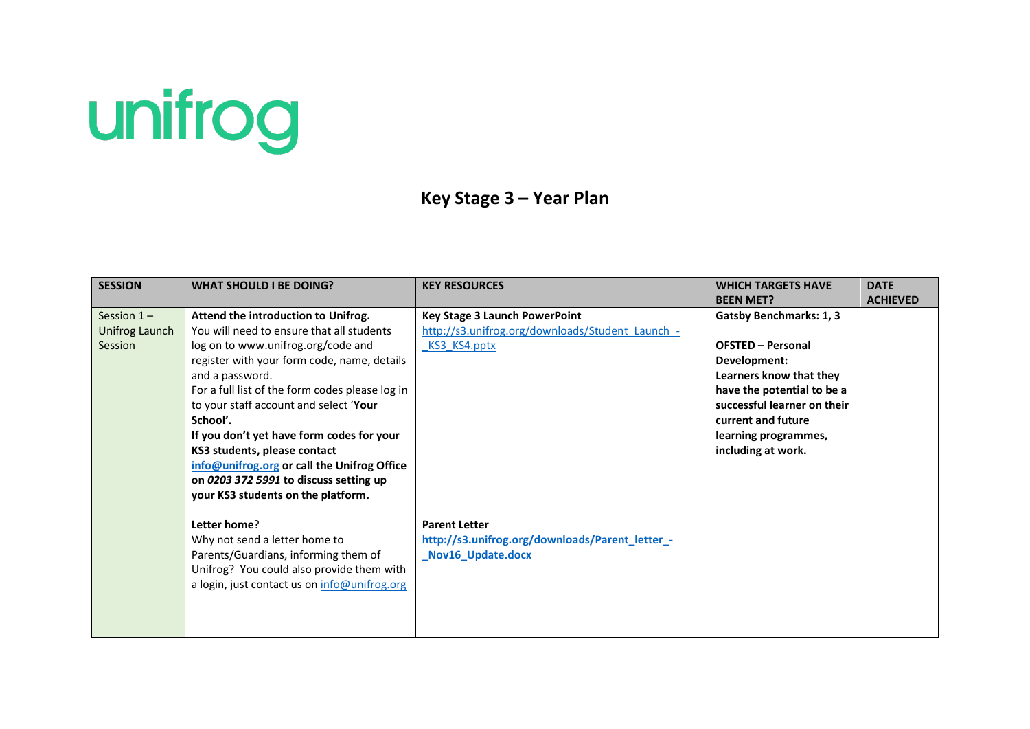unifrog

# Key Stage 3 – Year Plan

| SESSION | WHAT SHOULD I BE DOING? | KEY RESOURCES | WHICH TARGETS HAVE BEEN MET? | DATE ACHIEVED |
|---|---|---|---|---|
| Session 1 – Unifrog Launch Session | **Attend the introduction to Unifrog.** You will need to ensure that all students log on to www.unifrog.org/code and register with your form code, name, details and a password. For a full list of the form codes please log in to your staff account and select '**Your School'.** **If you don't yet have form codes for your KS3 students, please contact [info@unifrog.org](mailto:info@unifrog.org) or call the Unifrog Office on *0203 372 5991* to discuss setting up your KS3 students on the platform.**<br><br>**Letter home**? Why not send a letter home to Parents/Guardians, informing them of Unifrog? You could also provide them with a login, just contact us on [info@unifrog.org](mailto:info@unifrog.org) | **Key Stage 3 Launch PowerPoint** [http://s3.unifrog.org/downloads/Student_Launch_-_KS3_KS4.pptx](http://s3.unifrog.org/downloads/Student_Launch_-_KS3_KS4.pptx)<br><br>**Parent Letter** **[http://s3.unifrog.org/downloads/Parent_letter_-_Nov16_Update.docx](http://s3.unifrog.org/downloads/Parent_letter_-_Nov16_Update.docx)** | **Gatsby Benchmarks: 1, 3**<br><br>**OFSTED – Personal Development: Learners know that they have the potential to be a successful learner on their current and future learning programmes, including at work.** | |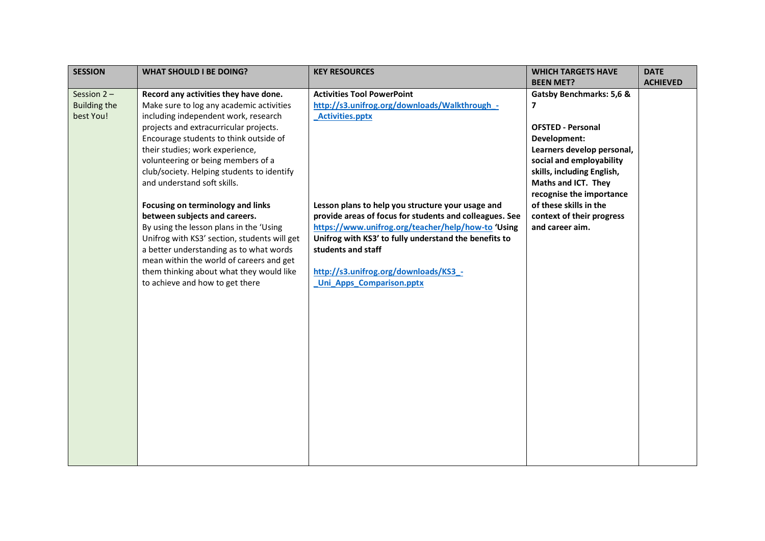| SESSION | WHAT SHOULD I BE DOING? | KEY RESOURCES | WHICH TARGETS HAVE BEEN MET? | DATE ACHIEVED |
|---|---|---|---|---|
| Session 2 – Building the best You! | **Record any activities they have done.**<br>Make sure to log any academic activities including independent work, research projects and extracurricular projects. Encourage students to think outside of their studies; work experience, volunteering or being members of a club/society. Helping students to identify and understand soft skills.<br><br>**Focusing on terminology and links between subjects and careers.**<br>By using the lesson plans in the 'Using Unifrog with KS3' section, students will get a better understanding as to what words mean within the world of careers and get them thinking about what they would like to achieve and how to get there | **Activities Tool PowerPoint**<br>**http://s3.unifrog.org/downloads/Walkthrough_-_Activities.pptx**<br><br>**Lesson plans to help you structure your usage and provide areas of focus for students and colleagues. See https://www.unifrog.org/teacher/help/how-to 'Using Unifrog with KS3' to fully understand the benefits to students and staff**<br><br>**http://s3.unifrog.org/downloads/KS3_-_Uni_Apps_Comparison.pptx** | **Gatsby Benchmarks: 5,6 & 7**<br><br>**OFSTED - Personal Development:**<br>**Learners develop personal, social and employability skills, including English, Maths and ICT. They recognise the importance of these skills in the context of their progress and career aim.** | |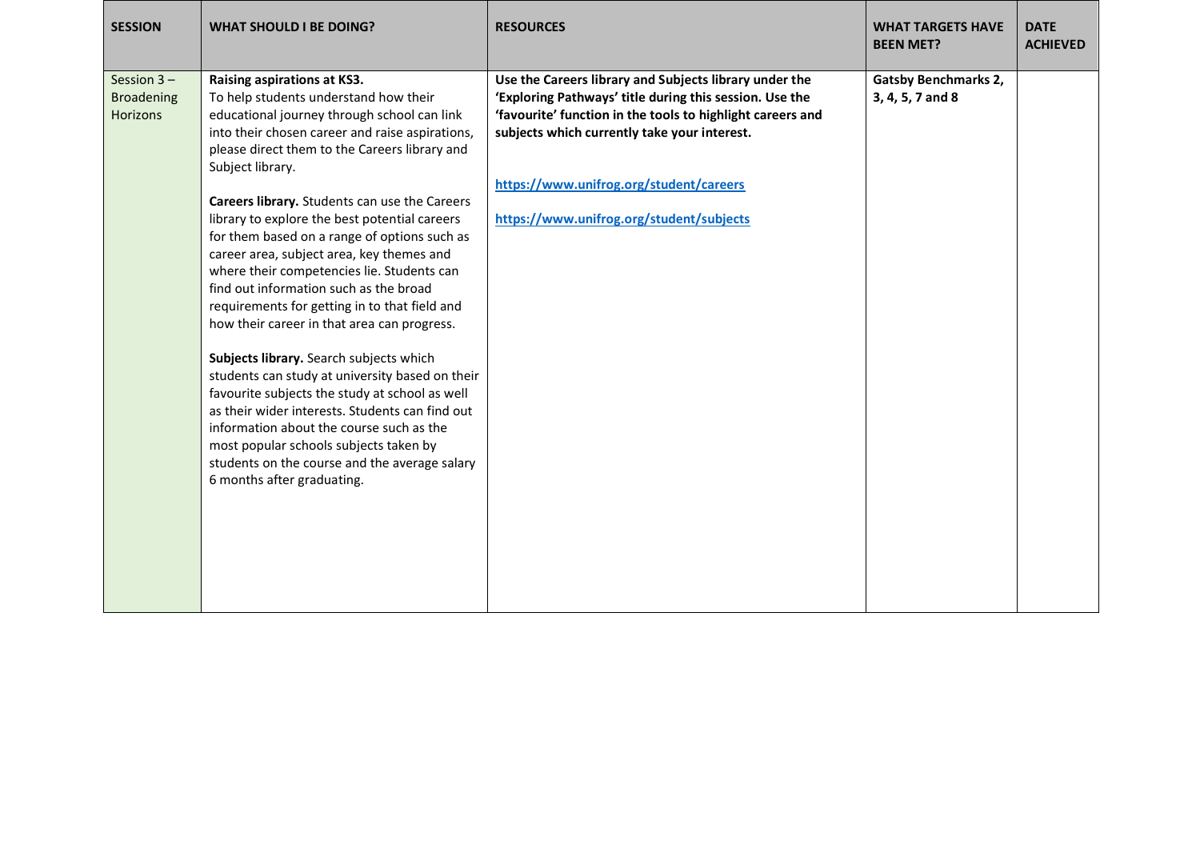| SESSION | WHAT SHOULD I BE DOING? | RESOURCES | WHAT TARGETS HAVE BEEN MET? | DATE ACHIEVED |
|---|---|---|---|---|
| Session 3 – Broadening Horizons | **Raising aspirations at KS3.** To help students understand how their educational journey through school can link into their chosen career and raise aspirations, please direct them to the Careers library and Subject library.<br><br>**Careers library.** Students can use the Careers library to explore the best potential careers for them based on a range of options such as career area, subject area, key themes and where their competencies lie. Students can find out information such as the broad requirements for getting in to that field and how their career in that area can progress.<br><br>**Subjects library.** Search subjects which students can study at university based on their favourite subjects the study at school as well as their wider interests. Students can find out information about the course such as the most popular schools subjects taken by students on the course and the average salary 6 months after graduating. | **Use the Careers library and Subjects library under the 'Exploring Pathways' title during this session. Use the 'favourite' function in the tools to highlight careers and subjects which currently take your interest.**<br><br>https://www.unifrog.org/student/careers<br><br>https://www.unifrog.org/student/subjects | **Gatsby Benchmarks 2, 3, 4, 5, 7 and 8** | |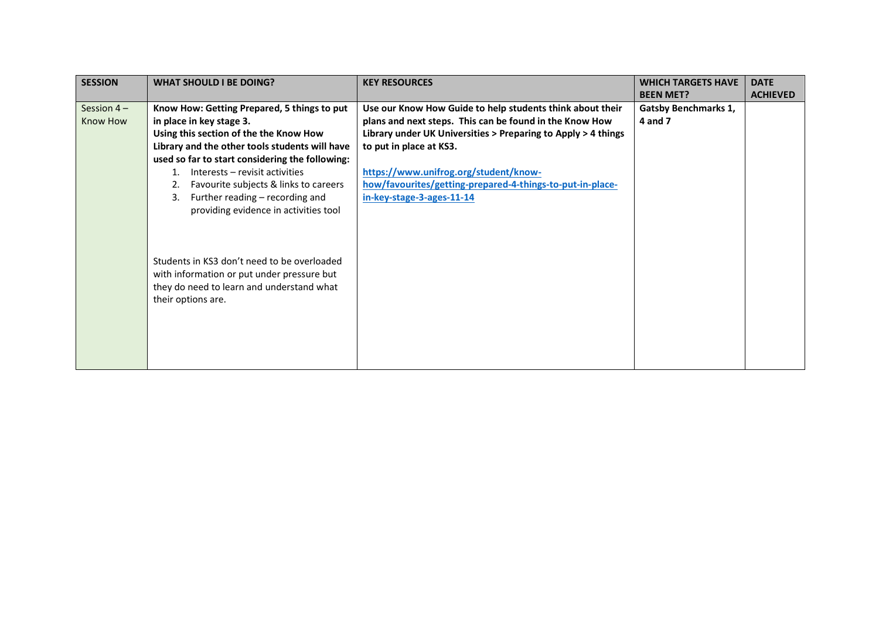| SESSION | WHAT SHOULD I BE DOING? | KEY RESOURCES | WHICH TARGETS HAVE BEEN MET? | DATE ACHIEVED |
|---|---|---|---|---|
| Session 4 – Know How | **Know How: Getting Prepared, 5 things to put in place in key stage 3.** **Using this section of the the Know How Library and the other tools students will have used so far to start considering the following:** 1. Interests – revisit activities 2. Favourite subjects & links to careers 3. Further reading – recording and providing evidence in activities tool <br><br> Students in KS3 don't need to be overloaded with information or put under pressure but they do need to learn and understand what their options are. | **Use our Know How Guide to help students think about their plans and next steps. This can be found in the Know How Library under UK Universities > Preparing to Apply > 4 things to put in place at KS3.** <br><br> **https://www.unifrog.org/student/know-how/favourites/getting-prepared-4-things-to-put-in-place-in-key-stage-3-ages-11-14** | **Gatsby Benchmarks 1, 4 and 7** | |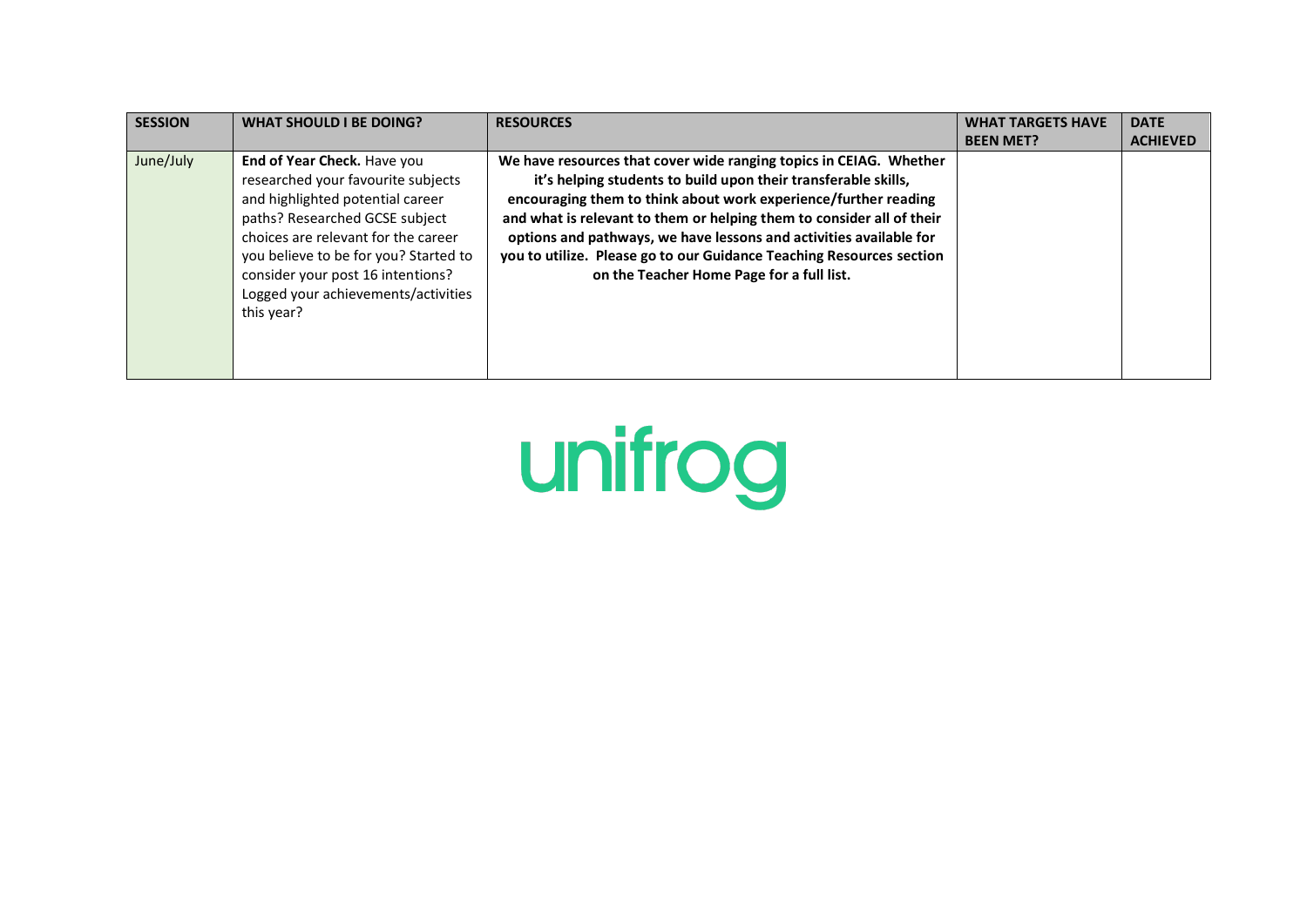| SESSION | WHAT SHOULD I BE DOING? | RESOURCES | WHAT TARGETS HAVE BEEN MET? | DATE ACHIEVED |
|---|---|---|---|---|
| June/July | **End of Year Check.** Have you researched your favourite subjects and highlighted potential career paths? Researched GCSE subject choices are relevant for the career you believe to be for you? Started to consider your post 16 intentions? Logged your achievements/activities this year? | **We have resources that cover wide ranging topics in CEIAG. Whether it's helping students to build upon their transferable skills, encouraging them to think about work experience/further reading and what is relevant to them or helping them to consider all of their options and pathways, we have lessons and activities available for you to utilize. Please go to our Guidance Teaching Resources section on the Teacher Home Page for a full list.** | | |

unifrog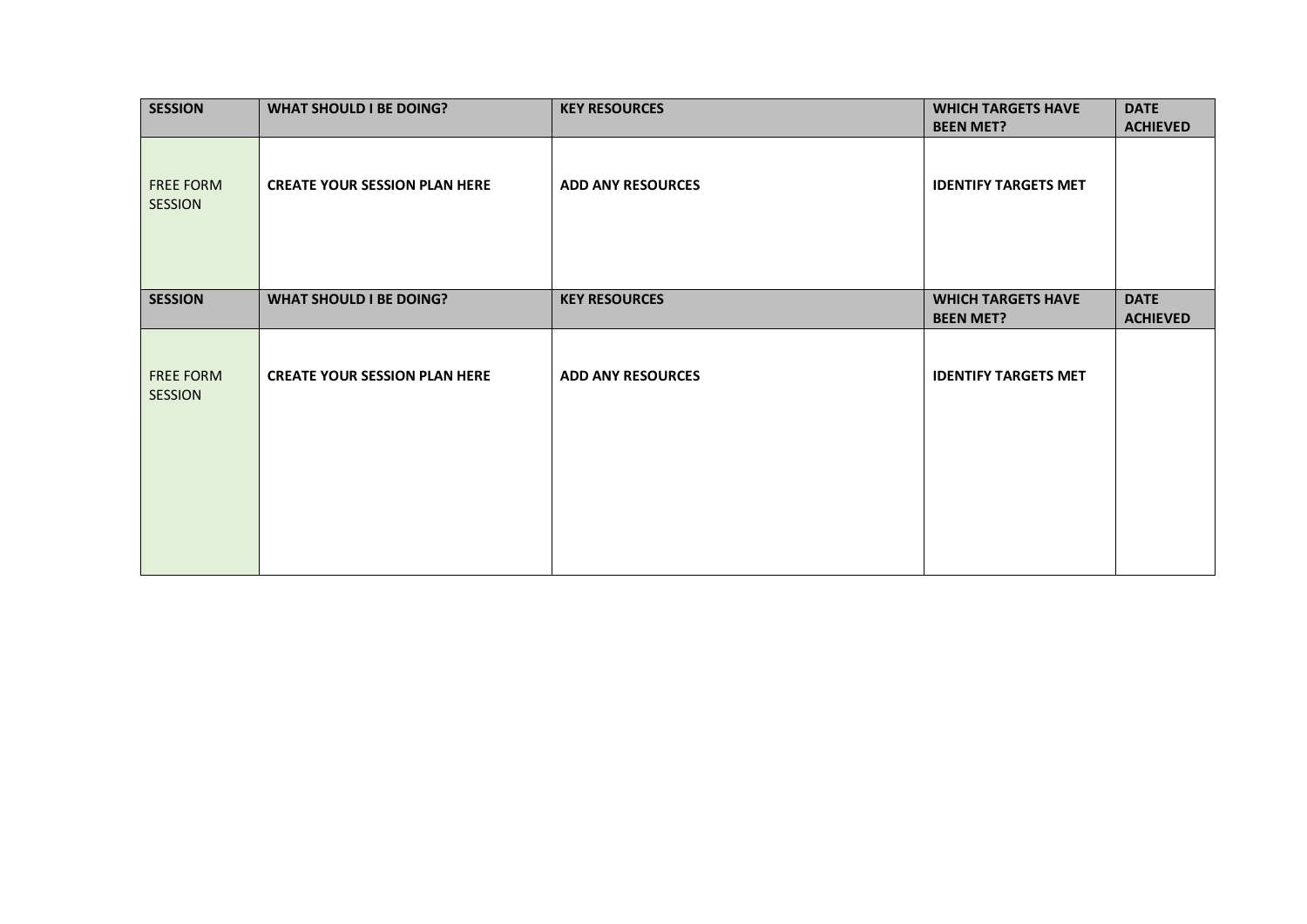| SESSION | WHAT SHOULD I BE DOING? | KEY RESOURCES | WHICH TARGETS HAVE BEEN MET? | DATE ACHIEVED |
|---|---|---|---|---|
| FREE FORM SESSION | **CREATE YOUR SESSION PLAN HERE** | **ADD ANY RESOURCES** | **IDENTIFY TARGETS MET** | |

| SESSION | WHAT SHOULD I BE DOING? | KEY RESOURCES | WHICH TARGETS HAVE BEEN MET? | DATE ACHIEVED |
|---|---|---|---|---|
| FREE FORM SESSION | **CREATE YOUR SESSION PLAN HERE** | **ADD ANY RESOURCES** | **IDENTIFY TARGETS MET** | |